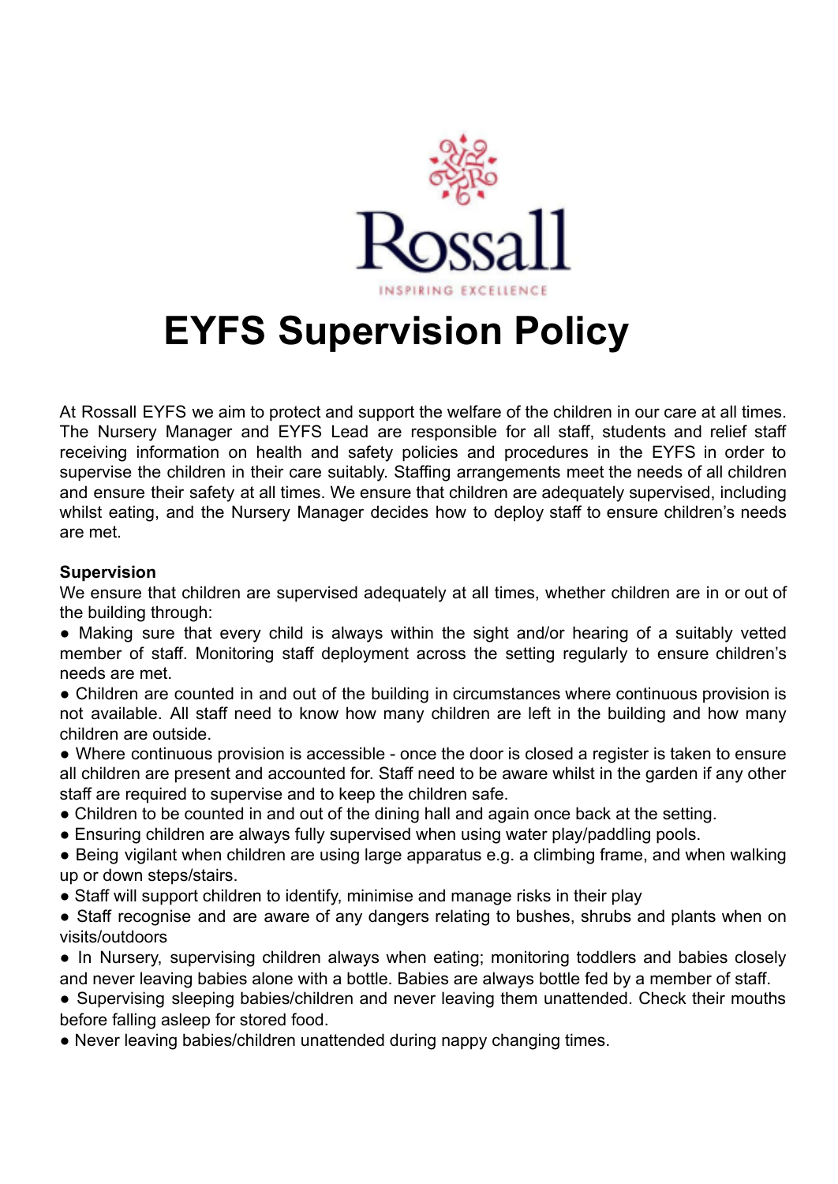# EYFS Supervision Policy

At Rossall EYFS we aim to protect and support the welfare of the children in our care at all times. The Nursery Manager and EYFS Lead are responsible for all staff, students and relief staff receiving information on health and safety policies and procedures in the EYFS in order to supervise the children in their care suitably. Staffing arrangements meet the needs of all children and ensure their safety at all times. We ensure that children are adequately supervised, including whilst eating, and the Nursery Manager decides how to deploy staff to ensure children's needs are met.

**Supervision**

We ensure that children are supervised adequately at all times, whether children are in or out of the building through:

- Making sure that every child is always within the sight and/or hearing of a suitably vetted member of staff. Monitoring staff deployment across the setting regularly to ensure children's needs are met.
- Children are counted in and out of the building in circumstances where continuous provision is not available. All staff need to know how many children are left in the building and how many children are outside.
- Where continuous provision is accessible - once the door is closed a register is taken to ensure all children are present and accounted for. Staff need to be aware whilst in the garden if any other staff are required to supervise and to keep the children safe.
- Children to be counted in and out of the dining hall and again once back at the setting.
- Ensuring children are always fully supervised when using water play/paddling pools.
- Being vigilant when children are using large apparatus e.g. a climbing frame, and when walking up or down steps/stairs.
- Staff will support children to identify, minimise and manage risks in their play
- Staff recognise and are aware of any dangers relating to bushes, shrubs and plants when on visits/outdoors
- In Nursery, supervising children always when eating; monitoring toddlers and babies closely and never leaving babies alone with a bottle. Babies are always bottle fed by a member of staff.
- Supervising sleeping babies/children and never leaving them unattended. Check their mouths before falling asleep for stored food.
- Never leaving babies/children unattended during nappy changing times.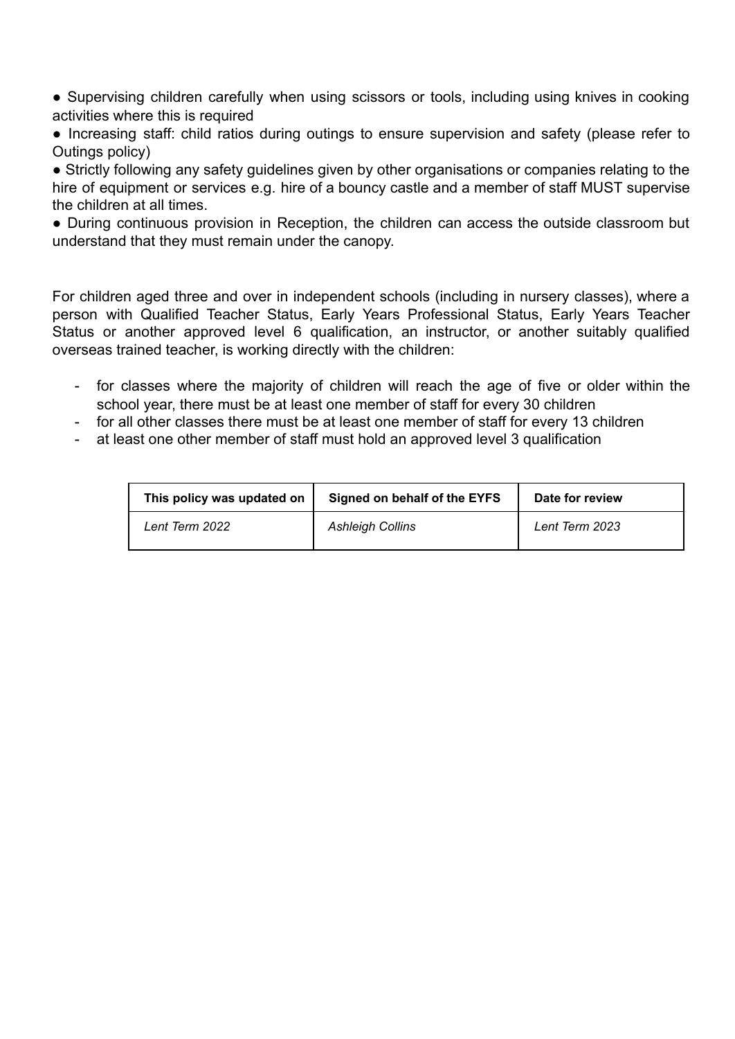- Supervising children carefully when using scissors or tools, including using knives in cooking activities where this is required
- Increasing staff: child ratios during outings to ensure supervision and safety (please refer to Outings policy)
- Strictly following any safety guidelines given by other organisations or companies relating to the hire of equipment or services e.g. hire of a bouncy castle and a member of staff MUST supervise the children at all times.
- During continuous provision in Reception, the children can access the outside classroom but understand that they must remain under the canopy.

For children aged three and over in independent schools (including in nursery classes), where a person with Qualified Teacher Status, Early Years Professional Status, Early Years Teacher Status or another approved level 6 qualification, an instructor, or another suitably qualified overseas trained teacher, is working directly with the children:

- for classes where the majority of children will reach the age of five or older within the school year, there must be at least one member of staff for every 30 children
- for all other classes there must be at least one member of staff for every 13 children
- at least one other member of staff must hold an approved level 3 qualification

| This policy was updated on | Signed on behalf of the EYFS | Date for review |
|---|---|---|
| *Lent Term 2022* | *Ashleigh Collins* | *Lent Term 2023* |